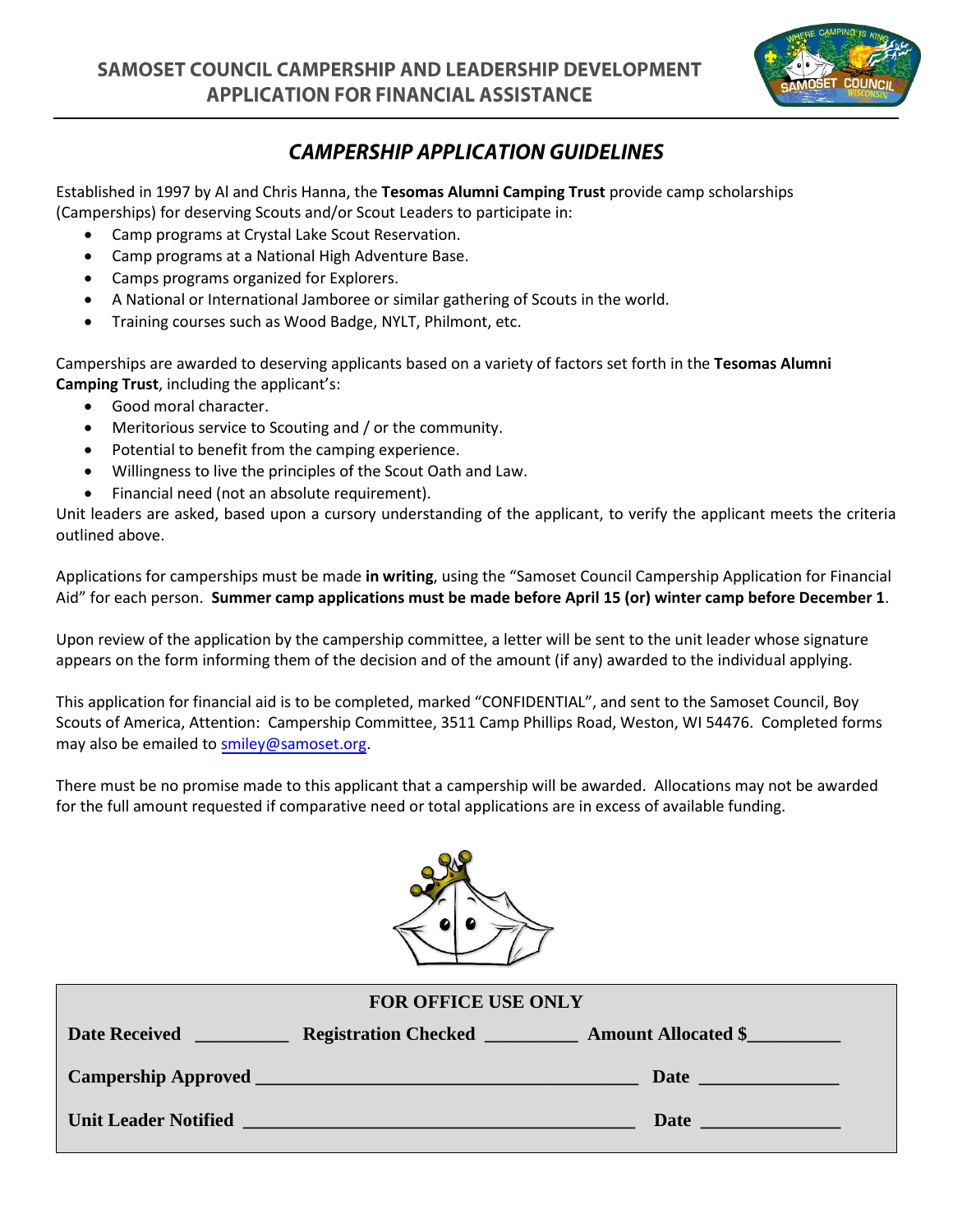# SAMOSET COUNCIL CAMPERSHIP AND LEADERSHIP DEVELOPMENT APPLICATION FOR FINANCIAL ASSISTANCE

## *CAMPERSHIP APPLICATION GUIDELINES*

Established in 1997 by Al and Chris Hanna, the **Tesomas Alumni Camping Trust** provide camp scholarships (Camperships) for deserving Scouts and/or Scout Leaders to participate in:

- Camp programs at Crystal Lake Scout Reservation.
- Camp programs at a National High Adventure Base.
- Camps programs organized for Explorers.
- A National or International Jamboree or similar gathering of Scouts in the world.
- Training courses such as Wood Badge, NYLT, Philmont, etc.

Camperships are awarded to deserving applicants based on a variety of factors set forth in the **Tesomas Alumni Camping Trust**, including the applicant's:

- Good moral character.
- Meritorious service to Scouting and / or the community.
- Potential to benefit from the camping experience.
- Willingness to live the principles of the Scout Oath and Law.
- Financial need (not an absolute requirement).

Unit leaders are asked, based upon a cursory understanding of the applicant, to verify the applicant meets the criteria outlined above.

Applications for camperships must be made **in writing**, using the "Samoset Council Campership Application for Financial Aid" for each person. **Summer camp applications must be made before April 15 (or) winter camp before December 1**.

Upon review of the application by the campership committee, a letter will be sent to the unit leader whose signature appears on the form informing them of the decision and of the amount (if any) awarded to the individual applying.

This application for financial aid is to be completed, marked "CONFIDENTIAL", and sent to the Samoset Council, Boy Scouts of America, Attention: Campership Committee, 3511 Camp Phillips Road, Weston, WI 54476. Completed forms may also be emailed to smiley@samoset.org.

There must be no promise made to this applicant that a campership will be awarded. Allocations may not be awarded for the full amount requested if comparative need or total applications are in excess of available funding.

**FOR OFFICE USE ONLY**

**Date Received** __________ **Registration Checked** __________ **Amount Allocated $**__________

**Campership Approved** ________________________________________ **Date** _______________

**Unit Leader Notified** ________________________________________ **Date** _______________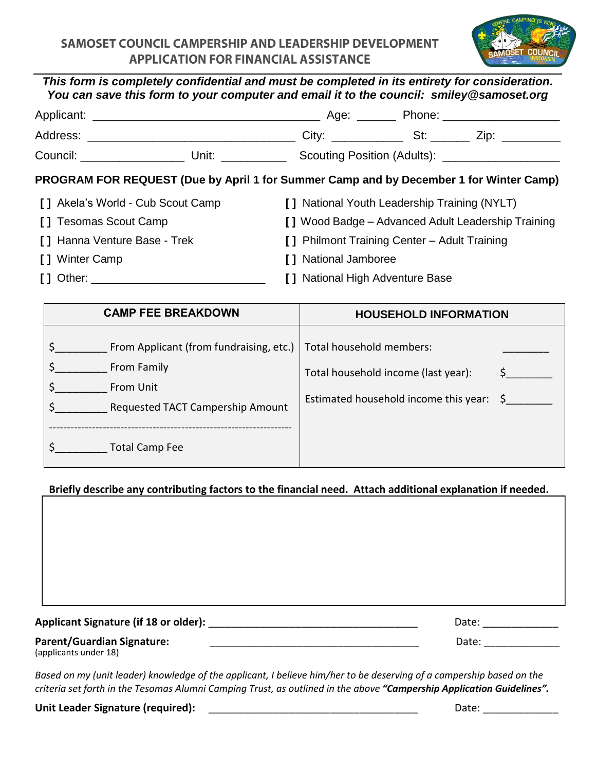## SAMOSET COUNCIL CAMPERSHIP AND LEADERSHIP DEVELOPMENT APPLICATION FOR FINANCIAL ASSISTANCE

***This form is completely confidential and must be completed in its entirety for consideration. You can save this form to your computer and email it to the council: smiley@samoset.org***

Applicant: ___________________________________ Age: ______ Phone: __________________

Address: ________________________________ City: ___________ St: ______ Zip: _________

Council: ________________ Unit: __________ Scouting Position (Adults): __________________

**PROGRAM FOR REQUEST (Due by April 1 for Summer Camp and by December 1 for Winter Camp)**

- **[ ]** Akela's World - Cub Scout Camp
- **[ ]** Tesomas Scout Camp
- **[ ]** Hanna Venture Base - Trek
- **[ ]** Winter Camp
- **[ ]** Other: ___________________________
- **[ ]** National Youth Leadership Training (NYLT)
- **[ ]** Wood Badge – Advanced Adult Leadership Training
- **[ ]** Philmont Training Center – Adult Training
- **[ ]** National Jamboree
- **[ ]** National High Adventure Base

| CAMP FEE BREAKDOWN | HOUSEHOLD INFORMATION |
|---|---|
| $_________ From Applicant (from fundraising, etc.) | Total household members: ________ |
| $_________ From Family | Total household income (last year): $________ |
| $_________ From Unit | Estimated household income this year: $________ |
| $_________ Requested TACT Campership Amount | |
| $_________ Total Camp Fee | |

**Briefly describe any contributing factors to the financial need. Attach additional explanation if needed.**

**Applicant Signature (if 18 or older):** _____________________________________ Date: _____________

**Parent/Guardian Signature:** _____________________________________ Date: _____________
(applicants under 18)

*Based on my (unit leader) knowledge of the applicant, I believe him/her to be deserving of a campership based on the criteria set forth in the Tesomas Alumni Camping Trust, as outlined in the above **"Campership Application Guidelines".***

**Unit Leader Signature (required):** _____________________________________ Date: _____________